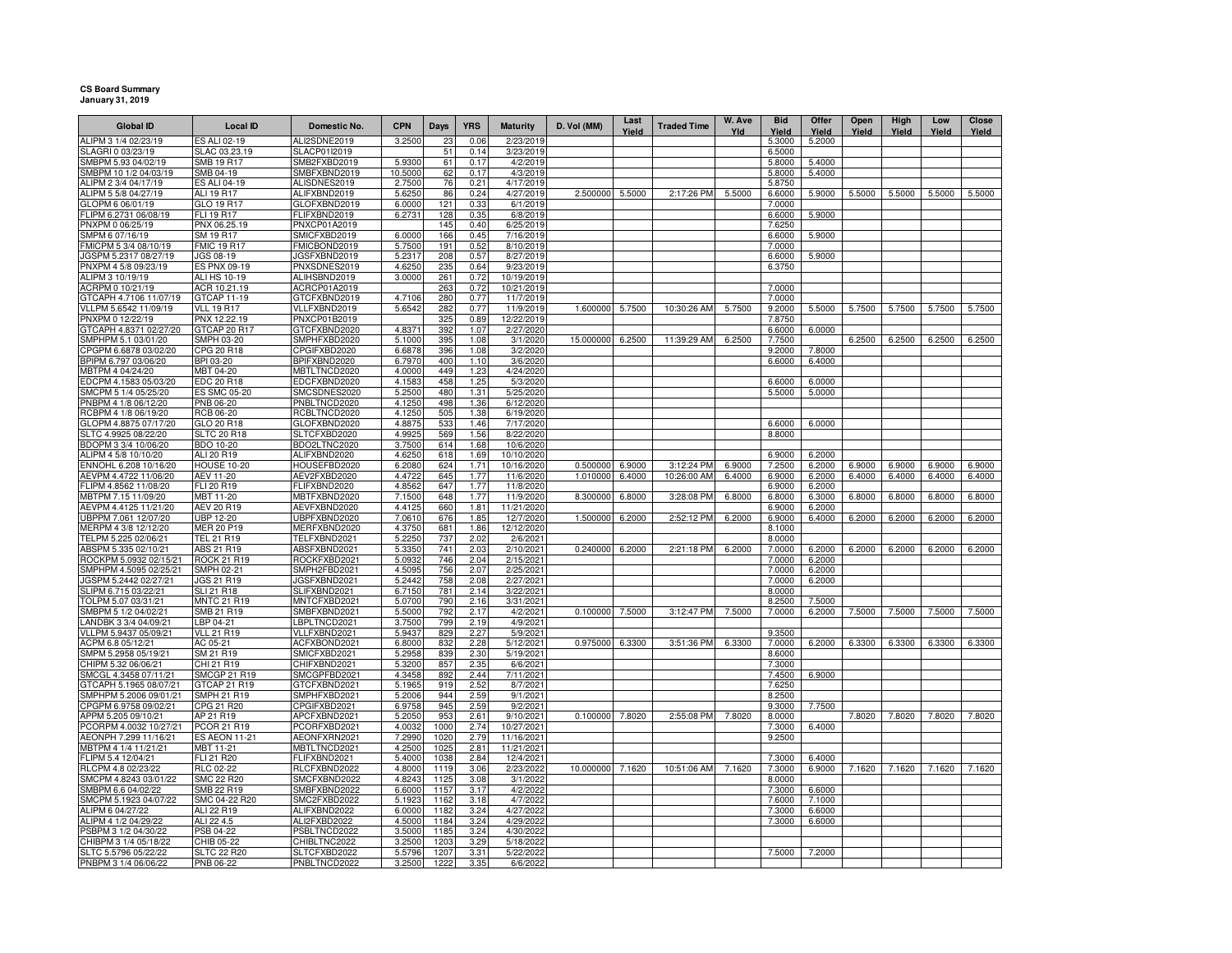**CS Board Summary**
**January 31, 2019**

| Global ID | Local ID | Domestic No. | CPN | Days | YRS | Maturity | D. Vol (MM) | Last Yield | Traded Time | W. Ave Yld | Bid Yield | Offer Yield | Open Yield | High Yield | Low Yield | Close Yield |
|---|---|---|---|---|---|---|---|---|---|---|---|---|---|---|---|---|
| ALIPM 3 1/4 02/23/19 | ES ALI 02-19 | ALI2SDNE2019 | 3.2500 | 23 | 0.06 | 2/23/2019 | | | | | 5.3000 | 5.2000 | | | | |
| SLAGRI 0 03/23/19 | SLAC 03.23.19 | SLACP01I2019 | | 51 | 0.14 | 3/23/2019 | | | | | 6.5000 | | | | | |
| SMBPM 5.93 04/02/19 | SMB 19 R17 | SMB2FXBD2019 | 5.9300 | 61 | 0.17 | 4/2/2019 | | | | | 5.8000 | 5.4000 | | | | |
| SMBPM 10 1/2 04/03/19 | SMB 04-19 | SMBFXBND2019 | 10.5000 | 62 | 0.17 | 4/3/2019 | | | | | 5.8000 | 5.4000 | | | | |
| ALIPM 2 3/4 04/17/19 | ES ALI 04-19 | ALISDNES2019 | 2.7500 | 76 | 0.21 | 4/17/2019 | | | | | 5.8750 | | | | | |
| ALIPM 5 5/8 04/27/19 | ALI 19 R17 | ALIFXBND2019 | 5.6250 | 86 | 0.24 | 4/27/2019 | 2.500000 | 5.5000 | 2:17:26 PM | 5.5000 | 6.6000 | 5.9000 | 5.5000 | 5.5000 | 5.5000 | 5.5000 |
| GLOPM 6 06/01/19 | GLO 19 R17 | GLOFXBND2019 | 6.0000 | 121 | 0.33 | 6/1/2019 | | | | | 7.0000 | | | | | |
| FLIPM 6.2731 06/08/19 | FLI 19 R17 | FLIFXBND2019 | 6.2731 | 128 | 0.35 | 6/8/2019 | | | | | 6.6000 | 5.9000 | | | | |
| PNXPM 0 06/25/19 | PNX 06.25.19 | PNXCP01A2019 | | 145 | 0.40 | 6/25/2019 | | | | | 7.6250 | | | | | |
| SMPM 6 07/16/19 | SM 19 R17 | SMICFXBD2019 | 6.0000 | 166 | 0.45 | 7/16/2019 | | | | | 6.6000 | 5.9000 | | | | |
| FMICPM 5 3/4 08/10/19 | FMIC 19 R17 | FMICBOND2019 | 5.7500 | 191 | 0.52 | 8/10/2019 | | | | | 7.0000 | | | | | |
| JGSPM 5.2317 08/27/19 | JGS 08-19 | JGSFXBND2019 | 5.2317 | 208 | 0.57 | 8/27/2019 | | | | | 6.6000 | 5.9000 | | | | |
| PNXPM 4 5/8 09/23/19 | ES PNX 09-19 | PNXSDNES2019 | 4.6250 | 235 | 0.64 | 9/23/2019 | | | | | 6.3750 | | | | | |
| ALIPM 3 10/19/19 | ALI HS 10-19 | ALIHSBND2019 | 3.0000 | 261 | 0.72 | 10/19/2019 | | | | | | | | | | |
| ACRPM 0 10/21/19 | ACR 10.21.19 | ACRCP01A2019 | | 263 | 0.72 | 10/21/2019 | | | | | 7.0000 | | | | | |
| GTCAPH 4.7106 11/07/19 | GTCAP 11-19 | GTCFXBND2019 | 4.7106 | 280 | 0.77 | 11/7/2019 | | | | | 7.0000 | | | | | |
| VLLPM 5.6542 11/09/19 | VLL 19 R17 | VLLFXBND2019 | 5.6542 | 282 | 0.77 | 11/9/2019 | 1.600000 | 5.7500 | 10:30:26 AM | 5.7500 | 9.2000 | 5.5000 | 5.7500 | 5.7500 | 5.7500 | 5.7500 |
| PNXPM 0 12/22/19 | PNX 12.22.19 | PNXCP01B2019 | | 325 | 0.89 | 12/22/2019 | | | | | 7.8750 | | | | | |
| GTCAPH 4.8371 02/27/20 | GTCAP 20 R17 | GTCFXBND2020 | 4.8371 | 392 | 1.07 | 2/27/2020 | | | | | 6.6000 | 6.0000 | | | | |
| SMPHPM 5.1 03/01/20 | SMPH 03-20 | SMPHFXBD2020 | 5.1000 | 395 | 1.08 | 3/1/2020 | 15.000000 | 6.2500 | 11:39:29 AM | 6.2500 | 7.7500 | | 6.2500 | 6.2500 | 6.2500 | 6.2500 |
| CPGPM 6.6878 03/02/20 | CPG 20 R18 | CPGIFXBD2020 | 6.6878 | 396 | 1.08 | 3/2/2020 | | | | | 9.2000 | 7.8000 | | | | |
| BPIPM 6.797 03/06/20 | BPI 03-20 | BPIFXBND2020 | 6.7970 | 400 | 1.10 | 3/6/2020 | | | | | 6.6000 | 6.4000 | | | | |
| MBTPM 4 04/24/20 | MBT 04-20 | MBTLTNCD2020 | 4.0000 | 449 | 1.23 | 4/24/2020 | | | | | | | | | | |
| EDCPM 4.1583 05/03/20 | EDC 20 R18 | EDCFXBND2020 | 4.1583 | 458 | 1.25 | 5/3/2020 | | | | | 6.6000 | 6.0000 | | | | |
| SMCPM 5 1/4 05/25/20 | ES SMC 05-20 | SMCSDNES2020 | 5.2500 | 480 | 1.31 | 5/25/2020 | | | | | 5.5000 | 5.0000 | | | | |
| PNBPM 4 1/8 06/12/20 | PNB 06-20 | PNBLTNCD2020 | 4.1250 | 498 | 1.36 | 6/12/2020 | | | | | | | | | | |
| RCBPM 4 1/8 06/19/20 | RCB 06-20 | RCBLTNCD2020 | 4.1250 | 505 | 1.38 | 6/19/2020 | | | | | | | | | | |
| GLOPM 4.8875 07/17/20 | GLO 20 R18 | GLOFXBND2020 | 4.8875 | 533 | 1.46 | 7/17/2020 | | | | | 6.6000 | 6.0000 | | | | |
| SLTC 4.9925 08/22/20 | SLTC 20 R18 | SLTCFXBD2020 | 4.9925 | 569 | 1.56 | 8/22/2020 | | | | | 8.8000 | | | | | |
| BDOPM 3 3/4 10/06/20 | BDO 10-20 | BDO2LTNC2020 | 3.7500 | 614 | 1.68 | 10/6/2020 | | | | | | | | | | |
| ALIPM 4 5/8 10/10/20 | ALI 20 R19 | ALIFXBND2020 | 4.6250 | 618 | 1.69 | 10/10/2020 | | | | | 6.9000 | 6.2000 | | | | |
| ENNOHL 6.208 10/16/20 | HOUSE 10-20 | HOUSEFBD2020 | 6.2080 | 624 | 1.71 | 10/16/2020 | 0.500000 | 6.9000 | 3:12:24 PM | 6.9000 | 7.2500 | 6.2000 | 6.9000 | 6.9000 | 6.9000 | 6.9000 |
| AEVPM 4.4722 11/06/20 | AEV 11-20 | AEV2FXBD2020 | 4.4722 | 645 | 1.77 | 11/6/2020 | 1.010000 | 6.4000 | 10:26:00 AM | 6.4000 | 6.9000 | 6.2000 | 6.4000 | 6.4000 | 6.4000 | 6.4000 |
| FLIPM 4.8562 11/08/20 | FLI 20 R19 | FLIFXBND2020 | 4.8562 | 647 | 1.77 | 11/8/2020 | | | | | 6.9000 | 6.2000 | | | | |
| MBTPM 7.15 11/09/20 | MBT 11-20 | MBTFXBND2020 | 7.1500 | 648 | 1.77 | 11/9/2020 | 8.300000 | 6.8000 | 3:28:08 PM | 6.8000 | 6.8000 | 6.3000 | 6.8000 | 6.8000 | 6.8000 | 6.8000 |
| AEVPM 4.4125 11/21/20 | AEV 20 R19 | AEVFXBND2020 | 4.4125 | 660 | 1.81 | 11/21/2020 | | | | | 6.9000 | 6.2000 | | | | |
| UBPPM 7.061 12/07/20 | UBP 12-20 | UBPFXBND2020 | 7.0610 | 676 | 1.85 | 12/7/2020 | 1.500000 | 6.2000 | 2:52:12 PM | 6.2000 | 6.9000 | 6.4000 | 6.2000 | 6.2000 | 6.2000 | 6.2000 |
| MERPM 4 3/8 12/12/20 | MER 20 P19 | MERFXBND2020 | 4.3750 | 681 | 1.86 | 12/12/2020 | | | | | 8.1000 | | | | | |
| TELPM 5.225 02/06/21 | TEL 21 R19 | TELFXBND2021 | 5.2250 | 737 | 2.02 | 2/6/2021 | | | | | 8.0000 | | | | | |
| ABSPM 5.335 02/10/21 | ABS 21 R19 | ABSFXBND2021 | 5.3350 | 741 | 2.03 | 2/10/2021 | 0.240000 | 6.2000 | 2:21:18 PM | 6.2000 | 7.0000 | 6.2000 | 6.2000 | 6.2000 | 6.2000 | 6.2000 |
| ROCKPM 5.0932 02/15/21 | ROCK 21 R19 | ROCKFXBD2021 | 5.0932 | 746 | 2.04 | 2/15/2021 | | | | | 7.0000 | 6.2000 | | | | |
| SMPHPM 4.5095 02/25/21 | SMPH 02-21 | SMPH2FBD2021 | 4.5095 | 756 | 2.07 | 2/25/2021 | | | | | 7.0000 | 6.2000 | | | | |
| JGSPM 5.2442 02/27/21 | JGS 21 R19 | JGSFXBND2021 | 5.2442 | 758 | 2.08 | 2/27/2021 | | | | | 7.0000 | 6.2000 | | | | |
| SLIPM 6.715 03/22/21 | SLI 21 R18 | SLIFXBND2021 | 6.7150 | 781 | 2.14 | 3/22/2021 | | | | | 8.0000 | | | | | |
| TOLPM 5.07 03/31/21 | MNTC 21 R19 | MNTCFXBD2021 | 5.0700 | 790 | 2.16 | 3/31/2021 | | | | | 8.2500 | 7.5000 | | | | |
| SMBPM 5 1/2 04/02/21 | SMB 21 R19 | SMBFXBND2021 | 5.5000 | 792 | 2.17 | 4/2/2021 | 0.100000 | 7.5000 | 3:12:47 PM | 7.5000 | 7.0000 | 6.2000 | 7.5000 | 7.5000 | 7.5000 | 7.5000 |
| LANDBK 3 3/4 04/09/21 | LBP 04-21 | LBPLTNCD2021 | 3.7500 | 799 | 2.19 | 4/9/2021 | | | | | | | | | | |
| VLLPM 5.9437 05/09/21 | VLL 21 R19 | VLLFXBND2021 | 5.9437 | 829 | 2.27 | 5/9/2021 | | | | | 9.3500 | | | | | |
| ACPM 6.8 05/12/21 | AC 05-21 | ACFXBOND2021 | 6.8000 | 832 | 2.28 | 5/12/2021 | 0.975000 | 6.3300 | 3:51:36 PM | 6.3300 | 7.0000 | 6.2000 | 6.3300 | 6.3300 | 6.3300 | 6.3300 |
| SMPM 5.2958 05/19/21 | SM 21 R19 | SMICFXBD2021 | 5.2958 | 839 | 2.30 | 5/19/2021 | | | | | 8.6000 | | | | | |
| CHIPM 5.32 06/06/21 | CHI 21 R19 | CHIFXBND2021 | 5.3200 | 857 | 2.35 | 6/6/2021 | | | | | 7.3000 | | | | | |
| SMCGL 4.3458 07/11/21 | SMCGP 21 R19 | SMCGPFBD2021 | 4.3458 | 892 | 2.44 | 7/11/2021 | | | | | 7.4500 | 6.9000 | | | | |
| GTCAPH 5.1965 08/07/21 | GTCAP 21 R19 | GTCFXBND2021 | 5.1965 | 919 | 2.52 | 8/7/2021 | | | | | 7.6250 | | | | | |
| SMPHPM 5.2006 09/01/21 | SMPH 21 R19 | SMPHFXBD2021 | 5.2006 | 944 | 2.59 | 9/1/2021 | | | | | 8.2500 | | | | | |
| CPGPM 6.9758 09/02/21 | CPG 21 R20 | CPGIFXBD2021 | 6.9758 | 945 | 2.59 | 9/2/2021 | | | | | 9.3000 | 7.7500 | | | | |
| APPM 5.205 09/10/21 | AP 21 R19 | APCFXBND2021 | 5.2050 | 953 | 2.61 | 9/10/2021 | 0.100000 | 7.8020 | 2:55:08 PM | 7.8020 | 8.0000 | | 7.8020 | 7.8020 | 7.8020 | 7.8020 |
| PCORPM 4.0032 10/27/21 | PCOR 21 R19 | PCORFXBD2021 | 4.0032 | 1000 | 2.74 | 10/27/2021 | | | | | 7.3000 | 6.4000 | | | | |
| AEONPH 7.299 11/16/21 | ES AEON 11-21 | AEONFXRN2021 | 7.2990 | 1020 | 2.79 | 11/16/2021 | | | | | 9.2500 | | | | | |
| MBTPM 4 1/4 11/21/21 | MBT 11-21 | MBTLTNCD2021 | 4.2500 | 1025 | 2.81 | 11/21/2021 | | | | | | | | | | |
| FLIPM 5.4 12/04/21 | FLI 21 R20 | FLIFXBND2021 | 5.4000 | 1038 | 2.84 | 12/4/2021 | | | | | 7.3000 | 6.4000 | | | | |
| RLCPM 4.8 02/23/22 | RLC 02-22 | RLCFXBND2022 | 4.8000 | 1119 | 3.06 | 2/23/2022 | 10.000000 | 7.1620 | 10:51:06 AM | 7.1620 | 7.3000 | 6.9000 | 7.1620 | 7.1620 | 7.1620 | 7.1620 |
| SMCPM 4.8243 03/01/22 | SMC 22 R20 | SMCFXBND2022 | 4.8243 | 1125 | 3.08 | 3/1/2022 | | | | | 8.0000 | | | | | |
| SMBPM 6.6 04/02/22 | SMB 22 R19 | SMBFXBND2022 | 6.6000 | 1157 | 3.17 | 4/2/2022 | | | | | 7.3000 | 6.6000 | | | | |
| SMCPM 5.1923 04/07/22 | SMC 04-22 R20 | SMC2FXBD2022 | 5.1923 | 1162 | 3.18 | 4/7/2022 | | | | | 7.6000 | 7.1000 | | | | |
| ALIPM 6 04/27/22 | ALI 22 R19 | ALIFXBND2022 | 6.0000 | 1182 | 3.24 | 4/27/2022 | | | | | 7.3000 | 6.6000 | | | | |
| ALIPM 4 1/2 04/29/22 | ALI 22 4.5 | ALI2FXBD2022 | 4.5000 | 1184 | 3.24 | 4/29/2022 | | | | | 7.3000 | 6.6000 | | | | |
| PSBPM 3 1/2 04/30/22 | PSB 04-22 | PSBLTNCD2022 | 3.5000 | 1185 | 3.24 | 4/30/2022 | | | | | | | | | | |
| CHIBPM 3 1/4 05/18/22 | CHIB 05-22 | CHIBLTNC2022 | 3.2500 | 1203 | 3.29 | 5/18/2022 | | | | | | | | | | |
| SLTC 5.5796 05/22/22 | SLTC 22 R20 | SLTCFXBD2022 | 5.5796 | 1207 | 3.31 | 5/22/2022 | | | | | 7.5000 | 7.2000 | | | | |
| PNBPM 3 1/4 06/06/22 | PNB 06-22 | PNBLTNCD2022 | 3.2500 | 1222 | 3.35 | 6/6/2022 | | | | | | | | | | |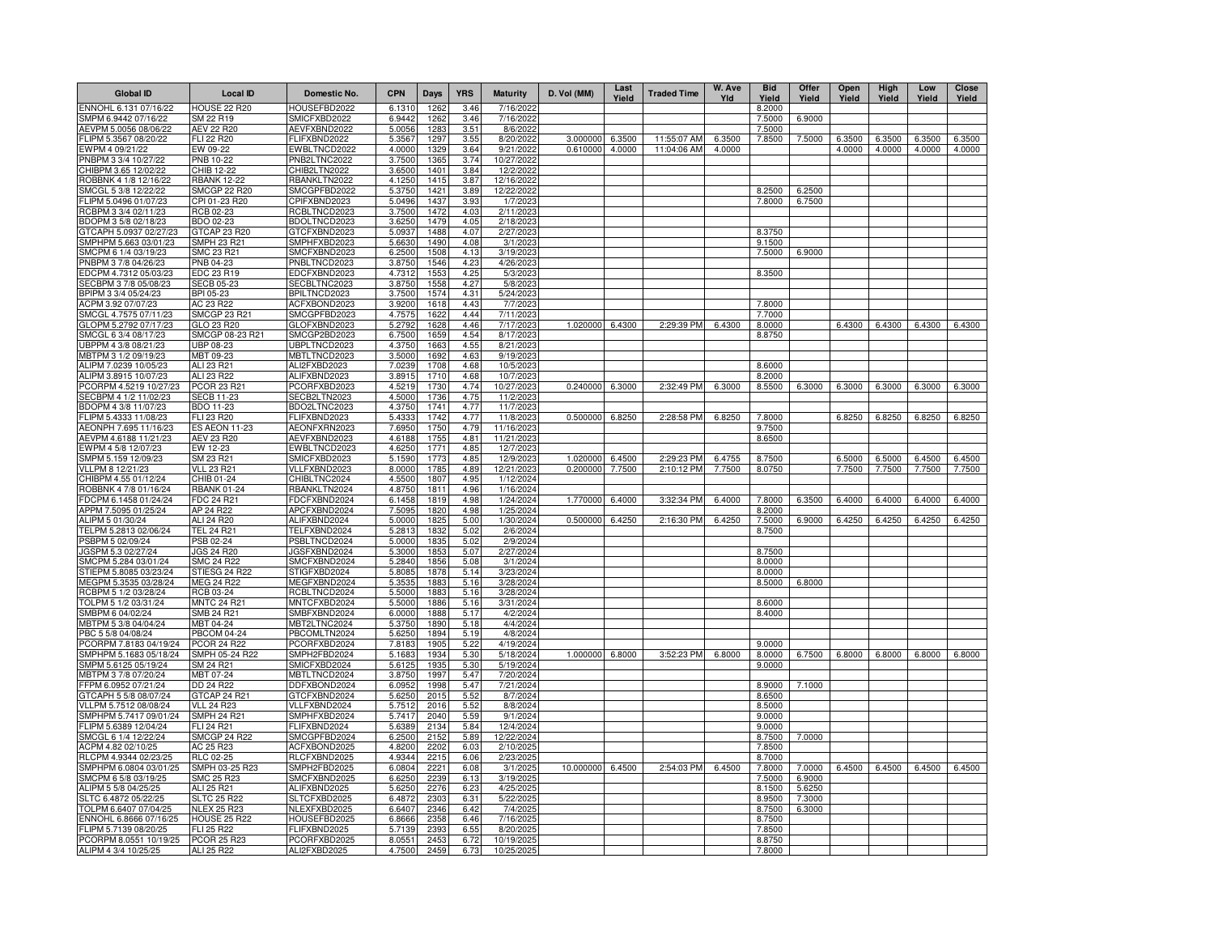| Global ID | Local ID | Domestic No. | CPN | Days | YRS | Maturity | D. Vol (MM) | Last Yield | Traded Time | W. Ave Yld | Bid Yield | Offer Yield | Open Yield | High Yield | Low Yield | Close Yield |
|---|---|---|---|---|---|---|---|---|---|---|---|---|---|---|---|---|
| ENNOHL 6.131 07/16/22 | HOUSE 22 R20 | HOUSEFBD2022 | 6.1310 | 1262 | 3.46 | 7/16/2022 | | | | | 8.2000 | | | | | |
| SMPM 6.9442 07/16/22 | SM 22 R19 | SMICFXBD2022 | 6.9442 | 1262 | 3.46 | 7/16/2022 | | | | | 7.5000 | 6.9000 | | | | |
| AEVPM 5.0056 08/06/22 | AEV 22 R20 | AEVFXBND2022 | 5.0056 | 1283 | 3.51 | 8/6/2022 | | | | | 7.5000 | | | | | |
| FLIPM 5.3567 08/20/22 | FLI 22 R20 | FLIFXBND2022 | 5.3567 | 1297 | 3.55 | 8/20/2022 | 3.000000 | 6.3500 | 11:55:07 AM | 6.3500 | 7.8500 | 7.5000 | 6.3500 | 6.3500 | 6.3500 | 6.3500 |
| EWPM 4 09/21/22 | EW 09-22 | EWBLTNCD2022 | 4.0000 | 1329 | 3.64 | 9/21/2022 | 0.610000 | 4.0000 | 11:04:06 AM | 4.0000 | | | 4.0000 | 4.0000 | 4.0000 | 4.0000 |
| PNBPM 3 3/4 10/27/22 | PNB 10-22 | PNB2LTNC2022 | 3.7500 | 1365 | 3.74 | 10/27/2022 | | | | | | | | | | |
| CHIBPM 3.65 12/02/22 | CHIB 12-22 | CHIB2LTN2022 | 3.6500 | 1401 | 3.84 | 12/2/2022 | | | | | | | | | | |
| ROBBNK 4 1/8 12/16/22 | RBANK 12-22 | RBANKLTN2022 | 4.1250 | 1415 | 3.87 | 12/16/2022 | | | | | | | | | | |
| SMCGL 5 3/8 12/22/22 | SMCGP 22 R20 | SMCGPFBD2022 | 5.3750 | 1421 | 3.89 | 12/22/2022 | | | | | 8.2500 | 6.2500 | | | | |
| FLIPM 5.0496 01/07/23 | CPI 01-23 R20 | CPIFXBND2023 | 5.0496 | 1437 | 3.93 | 1/7/2023 | | | | | 7.8000 | 6.7500 | | | | |
| RCBPM 3 3/4 02/11/23 | RCB 02-23 | RCBLTNCD2023 | 3.7500 | 1472 | 4.03 | 2/11/2023 | | | | | | | | | | |
| BDOPM 3 5/8 02/18/23 | BDO 02-23 | BDOLTNCD2023 | 3.6250 | 1479 | 4.05 | 2/18/2023 | | | | | | | | | | |
| GTCAPH 5.0937 02/27/23 | GTCAP 23 R20 | GTCFXBND2023 | 5.0937 | 1488 | 4.07 | 2/27/2023 | | | | | 8.3750 | | | | | |
| SMPHPM 5.663 03/01/23 | SMPH 23 R21 | SMPHFXBD2023 | 5.6630 | 1490 | 4.08 | 3/1/2023 | | | | | 9.1500 | | | | | |
| SMCPM 6 1/4 03/19/23 | SMC 23 R21 | SMCFXBND2023 | 6.2500 | 1508 | 4.13 | 3/19/2023 | | | | | 7.5000 | 6.9000 | | | | |
| PNBPM 3 7/8 04/26/23 | PNB 04-23 | PNBLTNCD2023 | 3.8750 | 1546 | 4.23 | 4/26/2023 | | | | | | | | | | |
| EDCPM 4.7312 05/03/23 | EDC 23 R19 | EDCFXBND2023 | 4.7312 | 1553 | 4.25 | 5/3/2023 | | | | | 8.3500 | | | | | |
| SECBPM 3 7/8 05/08/23 | SECB 05-23 | SECBLTNC2023 | 3.8750 | 1558 | 4.27 | 5/8/2023 | | | | | | | | | | |
| BPIPM 3 3/4 05/24/23 | BPI 05-23 | BPILTNCD2023 | 3.7500 | 1574 | 4.31 | 5/24/2023 | | | | | | | | | | |
| ACPM 3.92 07/07/23 | AC 23 R22 | ACFXBOND2023 | 3.9200 | 1618 | 4.43 | 7/7/2023 | | | | | 7.8000 | | | | | |
| SMCGL 4.7575 07/11/23 | SMCGP 23 R21 | SMCGPFBD2023 | 4.7575 | 1622 | 4.44 | 7/11/2023 | | | | | 7.7000 | | | | | |
| GLOPM 5.2792 07/17/23 | GLO 23 R20 | GLOFXBND2023 | 5.2792 | 1628 | 4.46 | 7/17/2023 | 1.020000 | 6.4300 | 2:29:39 PM | 6.4300 | 8.0000 | | 6.4300 | 6.4300 | 6.4300 | 6.4300 |
| SMCGL 6 3/4 08/17/23 | SMCGP 08-23 R21 | SMCGP2BD2023 | 6.7500 | 1659 | 4.54 | 8/17/2023 | | | | | 8.8750 | | | | | |
| UBPPM 4 3/8 08/21/23 | UBP 08-23 | UBPLTNCD2023 | 4.3750 | 1663 | 4.55 | 8/21/2023 | | | | | | | | | | |
| MBTPM 3 1/2 09/19/23 | MBT 09-23 | MBTLTNCD2023 | 3.5000 | 1692 | 4.63 | 9/19/2023 | | | | | | | | | | |
| ALIPM 7.0239 10/05/23 | ALI 23 R21 | ALI2FXBD2023 | 7.0239 | 1708 | 4.68 | 10/5/2023 | | | | | 8.6000 | | | | | |
| ALIPM 3.8915 10/07/23 | ALI 23 R22 | ALIFXBND2023 | 3.8915 | 1710 | 4.68 | 10/7/2023 | | | | | 8.2000 | | | | | |
| PCORPM 4.5219 10/27/23 | PCOR 23 R21 | PCORFXBD2023 | 4.5219 | 1730 | 4.74 | 10/27/2023 | 0.240000 | 6.3000 | 2:32:49 PM | 6.3000 | 8.5500 | 6.3000 | 6.3000 | 6.3000 | 6.3000 | 6.3000 |
| SECBPM 4 1/2 11/02/23 | SECB 11-23 | SECB2LTN2023 | 4.5000 | 1736 | 4.75 | 11/2/2023 | | | | | | | | | | |
| BDOPM 4 3/8 11/07/23 | BDO 11-23 | BDO2LTNC2023 | 4.3750 | 1741 | 4.77 | 11/7/2023 | | | | | | | | | | |
| FLIPM 5.4333 11/08/23 | FLI 23 R20 | FLIFXBND2023 | 5.4333 | 1742 | 4.77 | 11/8/2023 | 0.500000 | 6.8250 | 2:28:58 PM | 6.8250 | 7.8000 | | 6.8250 | 6.8250 | 6.8250 | 6.8250 |
| AEONPH 7.695 11/16/23 | ES AEON 11-23 | AEONFXRN2023 | 7.6950 | 1750 | 4.79 | 11/16/2023 | | | | | 9.7500 | | | | | |
| AEVPM 4.6188 11/21/23 | AEV 23 R20 | AEVFXBND2023 | 4.6188 | 1755 | 4.81 | 11/21/2023 | | | | | 8.6500 | | | | | |
| EWPM 4 5/8 12/07/23 | EW 12-23 | EWBLTNCD2023 | 4.6250 | 1771 | 4.85 | 12/7/2023 | | | | | | | | | | |
| SMPM 5.159 12/09/23 | SM 23 R21 | SMICFXBD2023 | 5.1590 | 1773 | 4.85 | 12/9/2023 | 1.020000 | 6.4500 | 2:29:23 PM | 6.4755 | 8.7500 | | 6.5000 | 6.5000 | 6.4500 | 6.4500 |
| VLLPM 8 12/21/23 | VLL 23 R21 | VLLFXBND2023 | 8.0000 | 1785 | 4.89 | 12/21/2023 | 0.200000 | 7.7500 | 2:10:12 PM | 7.7500 | 8.0750 | | 7.7500 | 7.7500 | 7.7500 | 7.7500 |
| CHIBPM 4.55 01/12/24 | CHIB 01-24 | CHIBLTNC2024 | 4.5500 | 1807 | 4.95 | 1/12/2024 | | | | | | | | | | |
| ROBBNK 4 7/8 01/16/24 | RBANK 01-24 | RBANKLTN2024 | 4.8750 | 1811 | 4.96 | 1/16/2024 | | | | | | | | | | |
| FDCPM 6.1458 01/24/24 | FDC 24 R21 | FDCFXBND2024 | 6.1458 | 1819 | 4.98 | 1/24/2024 | 1.770000 | 6.4000 | 3:32:34 PM | 6.4000 | 7.8000 | 6.3500 | 6.4000 | 6.4000 | 6.4000 | 6.4000 |
| APPM 7.5095 01/25/24 | AP 24 R22 | APCFXBND2024 | 7.5095 | 1820 | 4.98 | 1/25/2024 | | | | | 8.2000 | | | | | |
| ALIPM 5 01/30/24 | ALI 24 R20 | ALIFXBND2024 | 5.0000 | 1825 | 5.00 | 1/30/2024 | 0.500000 | 6.4250 | 2:16:30 PM | 6.4250 | 7.5000 | 6.9000 | 6.4250 | 6.4250 | 6.4250 | 6.4250 |
| TELPM 5.2813 02/06/24 | TEL 24 R21 | TELFXBND2024 | 5.2813 | 1832 | 5.02 | 2/6/2024 | | | | | 8.7500 | | | | | |
| PSBPM 5 02/09/24 | PSB 02-24 | PSBLTNCD2024 | 5.0000 | 1835 | 5.02 | 2/9/2024 | | | | | | | | | | |
| JGSPM 5.3 02/27/24 | JGS 24 R20 | JGSFXBND2024 | 5.3000 | 1853 | 5.07 | 2/27/2024 | | | | | 8.7500 | | | | | |
| SMCPM 5.284 03/01/24 | SMC 24 R22 | SMCFXBND2024 | 5.2840 | 1856 | 5.08 | 3/1/2024 | | | | | 8.0000 | | | | | |
| STIEPM 5.8085 03/23/24 | STIESG 24 R22 | STIGFXBD2024 | 5.8085 | 1878 | 5.14 | 3/23/2024 | | | | | 8.0000 | | | | | |
| MEGPM 5.3535 03/28/24 | MEG 24 R22 | MEGFXBND2024 | 5.3535 | 1883 | 5.16 | 3/28/2024 | | | | | 8.5000 | 6.8000 | | | | |
| RCBPM 5 1/2 03/28/24 | RCB 03-24 | RCBLTNCD2024 | 5.5000 | 1883 | 5.16 | 3/28/2024 | | | | | | | | | | |
| TOLPM 5 1/2 03/31/24 | MNTC 24 R21 | MNTCFXBD2024 | 5.5000 | 1886 | 5.16 | 3/31/2024 | | | | | 8.6000 | | | | | |
| SMBPM 6 04/02/24 | SMB 24 R21 | SMBFXBND2024 | 6.0000 | 1888 | 5.17 | 4/2/2024 | | | | | 8.4000 | | | | | |
| MBTPM 5 3/8 04/04/24 | MBT 04-24 | MBT2LTNC2024 | 5.3750 | 1890 | 5.18 | 4/4/2024 | | | | | | | | | | |
| PBC 5 5/8 04/08/24 | PBCOM 04-24 | PBCOMLTN2024 | 5.6250 | 1894 | 5.19 | 4/8/2024 | | | | | | | | | | |
| PCORPM 7.8183 04/19/24 | PCOR 24 R22 | PCORFXBD2024 | 7.8183 | 1905 | 5.22 | 4/19/2024 | | | | | 9.0000 | | | | | |
| SMPHPM 5.1683 05/18/24 | SMPH 05-24 R22 | SMPH2FBD2024 | 5.1683 | 1934 | 5.30 | 5/18/2024 | 1.000000 | 6.8000 | 3:52:23 PM | 6.8000 | 8.0000 | 6.7500 | 6.8000 | 6.8000 | 6.8000 | 6.8000 |
| SMPM 5.6125 05/19/24 | SM 24 R21 | SMICFXBD2024 | 5.6125 | 1935 | 5.30 | 5/19/2024 | | | | | 9.0000 | | | | | |
| MBTPM 3 7/8 07/20/24 | MBT 07-24 | MBTLTNCD2024 | 3.8750 | 1997 | 5.47 | 7/20/2024 | | | | | | | | | | |
| FFPM 6.0952 07/21/24 | DD 24 R22 | DDFXBOND2024 | 6.0952 | 1998 | 5.47 | 7/21/2024 | | | | | 8.9000 | 7.1000 | | | | |
| GTCAPH 5 5/8 08/07/24 | GTCAP 24 R21 | GTCFXBND2024 | 5.6250 | 2015 | 5.52 | 8/7/2024 | | | | | 8.6500 | | | | | |
| VLLPM 5.7512 08/08/24 | VLL 24 R23 | VLLFXBND2024 | 5.7512 | 2016 | 5.52 | 8/8/2024 | | | | | 8.5000 | | | | | |
| SMPHPM 5.7417 09/01/24 | SMPH 24 R21 | SMPHFXBD2024 | 5.7417 | 2040 | 5.59 | 9/1/2024 | | | | | 9.0000 | | | | | |
| FLIPM 5.6389 12/04/24 | FLI 24 R21 | FLIFXBND2024 | 5.6389 | 2134 | 5.84 | 12/4/2024 | | | | | 9.0000 | | | | | |
| SMCGL 6 1/4 12/22/24 | SMCGP 24 R22 | SMCGPFBD2024 | 6.2500 | 2152 | 5.89 | 12/22/2024 | | | | | 8.7500 | 7.0000 | | | | |
| RLCPM 4.9344 02/23/25 | RLC 02-25 | RLCFXBND2025 | 4.9344 | 2215 | 6.06 | 2/23/2025 | | | | | 8.7000 | | | | | |
| ACPM 4.82 02/10/25 | AC 25 R23 | ACFXBOND2025 | 4.8200 | 2202 | 6.03 | 2/10/2025 | | | | | 7.8500 | | | | | |
| SMPHPM 6.0804 03/01/25 | SMPH 03-25 R23 | SMPH2FBD2025 | 6.0804 | 2221 | 6.08 | 3/1/2025 | 10.000000 | 6.4500 | 2:54:03 PM | 6.4500 | 7.8000 | 7.0000 | 6.4500 | 6.4500 | 6.4500 | 6.4500 |
| SMCPM 6 5/8 03/19/25 | SMC 25 R23 | SMCFXBND2025 | 6.6250 | 2239 | 6.13 | 3/19/2025 | | | | | 7.5000 | 6.9000 | | | | |
| ALIPM 5 5/8 04/25/25 | ALI 25 R21 | ALIFXBND2025 | 5.6250 | 2276 | 6.23 | 4/25/2025 | | | | | 8.1500 | 5.6250 | | | | |
| SLTC 6.4872 05/22/25 | SLTC 25 R22 | SLTCFXBD2025 | 6.4872 | 2303 | 6.31 | 5/22/2025 | | | | | 8.9500 | 7.3000 | | | | |
| TOLPM 6.6407 07/04/25 | NLEX 25 R23 | NLEXFXBD2025 | 6.6407 | 2346 | 6.42 | 7/4/2025 | | | | | 8.7500 | 6.3000 | | | | |
| ENNOHL 6.8666 07/16/25 | HOUSE 25 R22 | HOUSEFBD2025 | 6.8666 | 2358 | 6.46 | 7/16/2025 | | | | | 8.7500 | | | | | |
| FLIPM 5.7139 08/20/25 | FLI 25 R22 | FLIFXBND2025 | 5.7139 | 2393 | 6.55 | 8/20/2025 | | | | | 7.8500 | | | | | |
| PCORPM 8.0551 10/19/25 | PCOR 25 R23 | PCORFXBD2025 | 8.0551 | 2453 | 6.72 | 10/19/2025 | | | | | 8.8750 | | | | | |
| ALIPM 4 3/4 10/25/25 | ALI 25 R22 | ALI2FXBD2025 | 4.7500 | 2459 | 6.73 | 10/25/2025 | | | | | 7.8000 | | | | | |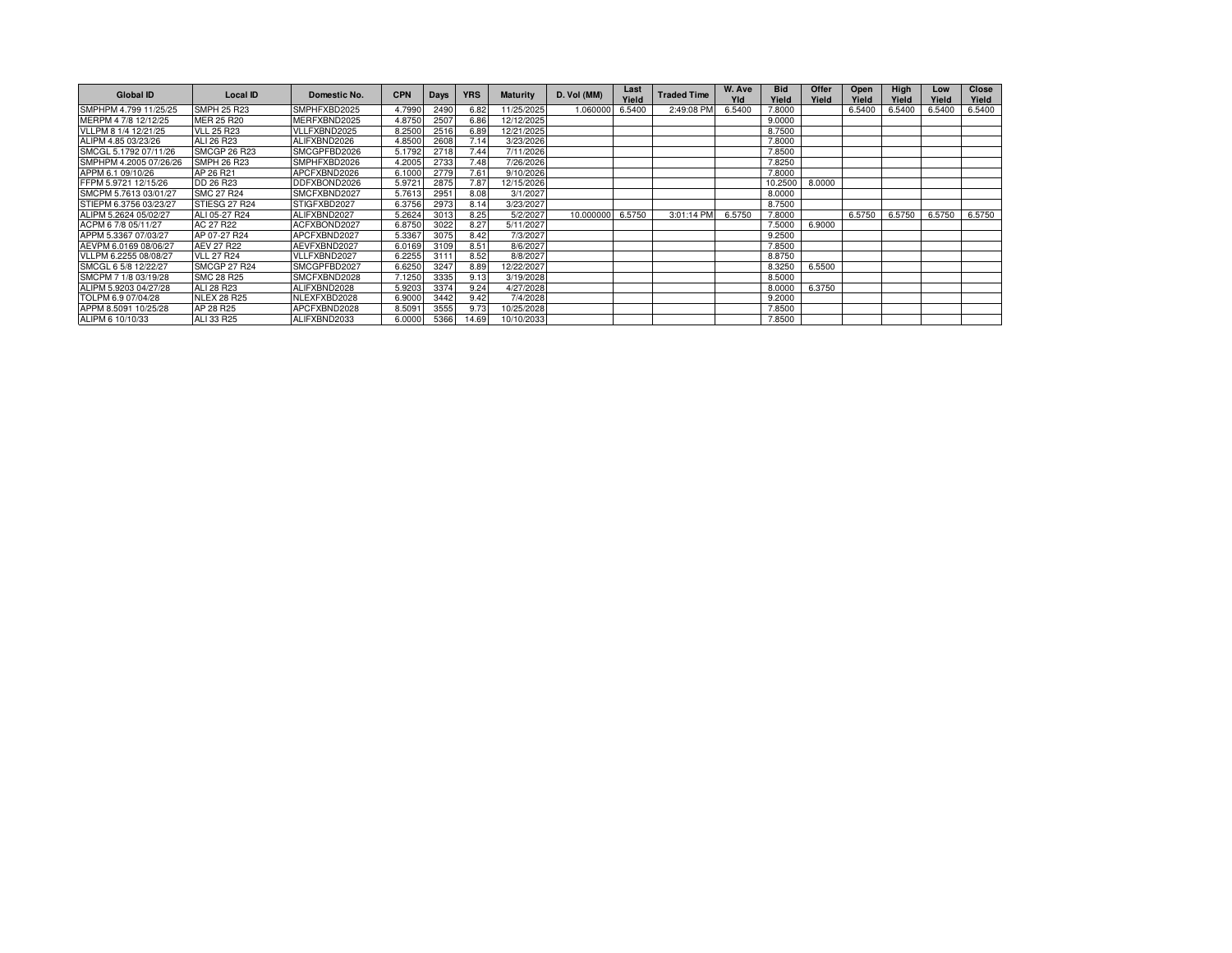| Global ID | Local ID | Domestic No. | CPN | Days | YRS | Maturity | D. Vol (MM) | Last Yield | Traded Time | W. Ave Yld | Bid Yield | Offer Yield | Open Yield | High Yield | Low Yield | Close Yield |
|---|---|---|---|---|---|---|---|---|---|---|---|---|---|---|---|---|
| SMPHPM 4.799 11/25/25 | SMPH 25 R23 | SMPHFXBD2025 | 4.7990 | 2490 | 6.82 | 11/25/2025 | 1.060000 | 6.5400 | 2:49:08 PM | 6.5400 | 7.8000 | | 6.5400 | 6.5400 | 6.5400 | 6.5400 |
| MERPM 4 7/8 12/12/25 | MER 25 R20 | MERFXBND2025 | 4.8750 | 2507 | 6.86 | 12/12/2025 | | | | | 9.0000 | | | | | |
| VLLPM 8 1/4 12/21/25 | VLL 25 R23 | VLLFXBND2025 | 8.2500 | 2516 | 6.89 | 12/21/2025 | | | | | 8.7500 | | | | | |
| ALIPM 4.85 03/23/26 | ALI 26 R23 | ALIFXBND2026 | 4.8500 | 2608 | 7.14 | 3/23/2026 | | | | | 7.8000 | | | | | |
| SMCGL 5.1792 07/11/26 | SMCGP 26 R23 | SMCGPFBD2026 | 5.1792 | 2718 | 7.44 | 7/11/2026 | | | | | 7.8500 | | | | | |
| SMPHPM 4.2005 07/26/26 | SMPH 26 R23 | SMPHFXBD2026 | 4.2005 | 2733 | 7.48 | 7/26/2026 | | | | | 7.8250 | | | | | |
| APPM 6.1 09/10/26 | AP 26 R21 | APCFXBND2026 | 6.1000 | 2779 | 7.61 | 9/10/2026 | | | | | 7.8000 | | | | | |
| FFPM 5.9721 12/15/26 | DD 26 R23 | DDFXBOND2026 | 5.9721 | 2875 | 7.87 | 12/15/2026 | | | | | 10.2500 | 8.0000 | | | | |
| SMCPM 5.7613 03/01/27 | SMC 27 R24 | SMCFXBND2027 | 5.7613 | 2951 | 8.08 | 3/1/2027 | | | | | 8.0000 | | | | | |
| STIEPM 6.3756 03/23/27 | STIESG 27 R24 | STIGFXBD2027 | 6.3756 | 2973 | 8.14 | 3/23/2027 | | | | | 8.7500 | | | | | |
| ALIPM 5.2624 05/02/27 | ALI 05-27 R24 | ALIFXBND2027 | 5.2624 | 3013 | 8.25 | 5/2/2027 | 10.000000 | 6.5750 | 3:01:14 PM | 6.5750 | 7.8000 | | 6.5750 | 6.5750 | 6.5750 | 6.5750 |
| ACPM 6 7/8 05/11/27 | AC 27 R22 | ACFXBOND2027 | 6.8750 | 3022 | 8.27 | 5/11/2027 | | | | | 7.5000 | 6.9000 | | | | |
| APPM 5.3367 07/03/27 | AP 07-27 R24 | APCFXBND2027 | 5.3367 | 3075 | 8.42 | 7/3/2027 | | | | | 9.2500 | | | | | |
| AEVPM 6.0169 08/06/27 | AEV 27 R22 | AEVFXBND2027 | 6.0169 | 3109 | 8.51 | 8/6/2027 | | | | | 7.8500 | | | | | |
| VLLPM 6.2255 08/08/27 | VLL 27 R24 | VLLFXBND2027 | 6.2255 | 3111 | 8.52 | 8/8/2027 | | | | | 8.8750 | | | | | |
| SMCGL 6 5/8 12/22/27 | SMCGP 27 R24 | SMCGPFBD2027 | 6.6250 | 3247 | 8.89 | 12/22/2027 | | | | | 8.3250 | 6.5500 | | | | |
| SMCPM 7 1/8 03/19/28 | SMC 28 R25 | SMCFXBND2028 | 7.1250 | 3335 | 9.13 | 3/19/2028 | | | | | 8.5000 | | | | | |
| ALIPM 5.9203 04/27/28 | ALI 28 R23 | ALIFXBND2028 | 5.9203 | 3374 | 9.24 | 4/27/2028 | | | | | 8.0000 | 6.3750 | | | | |
| TOLPM 6.9 07/04/28 | NLEX 28 R25 | NLEXFXBD2028 | 6.9000 | 3442 | 9.42 | 7/4/2028 | | | | | 9.2000 | | | | | |
| APPM 8.5091 10/25/28 | AP 28 R25 | APCFXBND2028 | 8.5091 | 3555 | 9.73 | 10/25/2028 | | | | | 7.8500 | | | | | |
| ALIPM 6 10/10/33 | ALI 33 R25 | ALIFXBND2033 | 6.0000 | 5366 | 14.69 | 10/10/2033 | | | | | 7.8500 | | | | | |